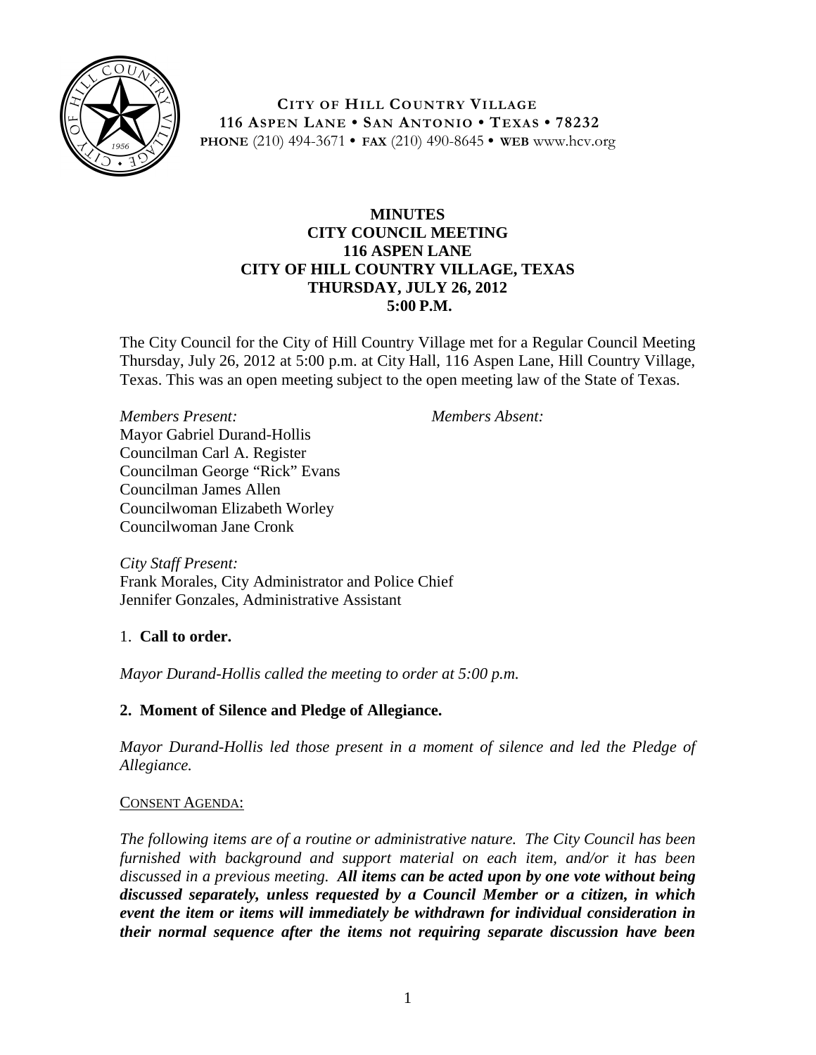**CITY OF HILL COUNTRY VILLAGE**
**116 ASPEN LANE • SAN ANTONIO • TEXAS • 78232**
**PHONE** (210) 494-3671 • **FAX** (210) 490-8645 • **WEB** www.hcv.org

# MINUTES
## CITY COUNCIL MEETING
## 116 ASPEN LANE
## CITY OF HILL COUNTRY VILLAGE, TEXAS
## THURSDAY, JULY 26, 2012
## 5:00 P.M.

The City Council for the City of Hill Country Village met for a Regular Council Meeting Thursday, July 26, 2012 at 5:00 p.m. at City Hall, 116 Aspen Lane, Hill Country Village, Texas. This was an open meeting subject to the open meeting law of the State of Texas.

*Members Present:*
Mayor Gabriel Durand-Hollis
Councilman Carl A. Register
Councilman George "Rick" Evans
Councilman James Allen
Councilwoman Elizabeth Worley
Councilwoman Jane Cronk

*Members Absent:*

*City Staff Present:*
Frank Morales, City Administrator and Police Chief
Jennifer Gonzales, Administrative Assistant

1. **Call to order.**

*Mayor Durand-Hollis called the meeting to order at 5:00 p.m.*

**2. Moment of Silence and Pledge of Allegiance.**

*Mayor Durand-Hollis led those present in a moment of silence and led the Pledge of Allegiance.*

CONSENT AGENDA:

*The following items are of a routine or administrative nature. The City Council has been furnished with background and support material on each item, and/or it has been discussed in a previous meeting.* ***All items can be acted upon by one vote without being discussed separately, unless requested by a Council Member or a citizen, in which event the item or items will immediately be withdrawn for individual consideration in their normal sequence after the items not requiring separate discussion have been***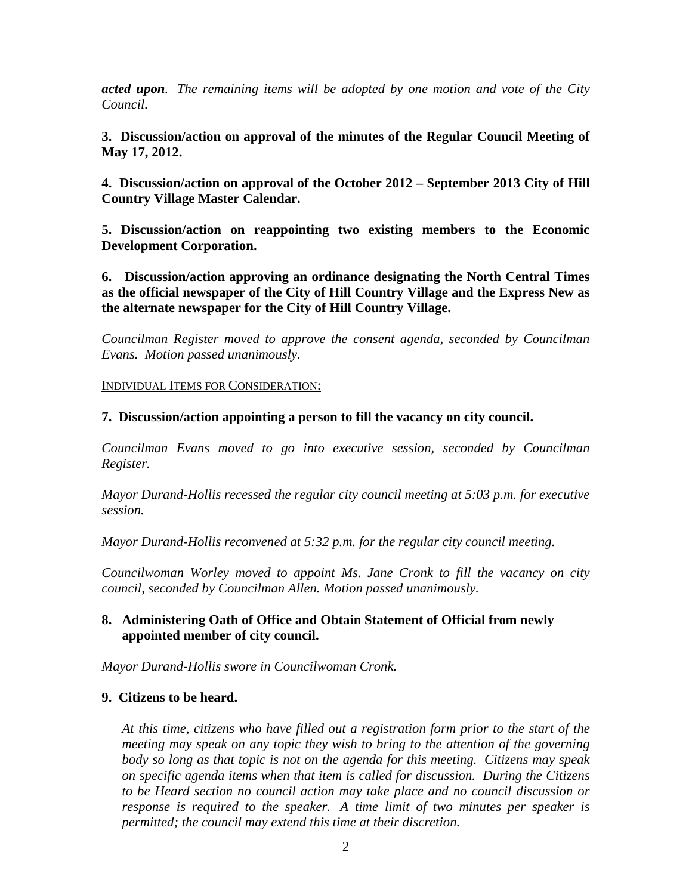***acted upon**. The remaining items will be adopted by one motion and vote of the City Council.*

**3. Discussion/action on approval of the minutes of the Regular Council Meeting of May 17, 2012.**

**4. Discussion/action on approval of the October 2012 – September 2013 City of Hill Country Village Master Calendar.**

**5. Discussion/action on reappointing two existing members to the Economic Development Corporation.**

**6. Discussion/action approving an ordinance designating the North Central Times as the official newspaper of the City of Hill Country Village and the Express New as the alternate newspaper for the City of Hill Country Village.**

*Councilman Register moved to approve the consent agenda, seconded by Councilman Evans. Motion passed unanimously.*

INDIVIDUAL ITEMS FOR CONSIDERATION:

**7. Discussion/action appointing a person to fill the vacancy on city council.**

*Councilman Evans moved to go into executive session, seconded by Councilman Register.*

*Mayor Durand-Hollis recessed the regular city council meeting at 5:03 p.m. for executive session.*

*Mayor Durand-Hollis reconvened at 5:32 p.m. for the regular city council meeting.*

*Councilwoman Worley moved to appoint Ms. Jane Cronk to fill the vacancy on city council, seconded by Councilman Allen. Motion passed unanimously.*

**8. Administering Oath of Office and Obtain Statement of Official from newly appointed member of city council.**

*Mayor Durand-Hollis swore in Councilwoman Cronk.*

**9. Citizens to be heard.**

*At this time, citizens who have filled out a registration form prior to the start of the meeting may speak on any topic they wish to bring to the attention of the governing body so long as that topic is not on the agenda for this meeting. Citizens may speak on specific agenda items when that item is called for discussion. During the Citizens to be Heard section no council action may take place and no council discussion or response is required to the speaker. A time limit of two minutes per speaker is permitted; the council may extend this time at their discretion.*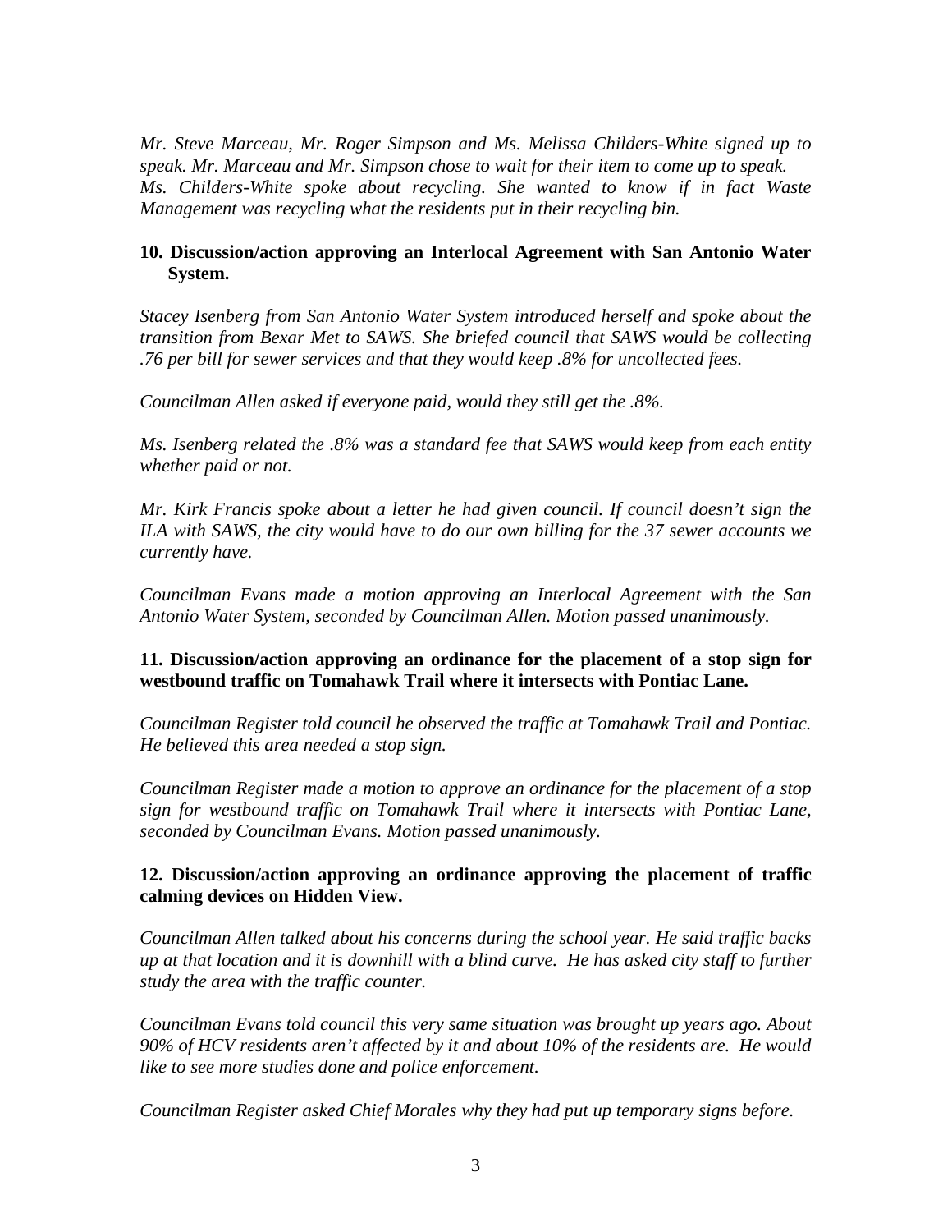*Mr. Steve Marceau, Mr. Roger Simpson and Ms. Melissa Childers-White signed up to speak. Mr. Marceau and Mr. Simpson chose to wait for their item to come up to speak. Ms. Childers-White spoke about recycling. She wanted to know if in fact Waste Management was recycling what the residents put in their recycling bin.*

**10. Discussion/action approving an Interlocal Agreement with San Antonio Water System.**

*Stacey Isenberg from San Antonio Water System introduced herself and spoke about the transition from Bexar Met to SAWS. She briefed council that SAWS would be collecting .76 per bill for sewer services and that they would keep .8% for uncollected fees.*

*Councilman Allen asked if everyone paid, would they still get the .8%.*

*Ms. Isenberg related the .8% was a standard fee that SAWS would keep from each entity whether paid or not.*

*Mr. Kirk Francis spoke about a letter he had given council. If council doesn't sign the ILA with SAWS, the city would have to do our own billing for the 37 sewer accounts we currently have.*

*Councilman Evans made a motion approving an Interlocal Agreement with the San Antonio Water System, seconded by Councilman Allen. Motion passed unanimously.*

**11. Discussion/action approving an ordinance for the placement of a stop sign for westbound traffic on Tomahawk Trail where it intersects with Pontiac Lane.**

*Councilman Register told council he observed the traffic at Tomahawk Trail and Pontiac. He believed this area needed a stop sign.*

*Councilman Register made a motion to approve an ordinance for the placement of a stop sign for westbound traffic on Tomahawk Trail where it intersects with Pontiac Lane, seconded by Councilman Evans. Motion passed unanimously.*

**12. Discussion/action approving an ordinance approving the placement of traffic calming devices on Hidden View.**

*Councilman Allen talked about his concerns during the school year. He said traffic backs up at that location and it is downhill with a blind curve. He has asked city staff to further study the area with the traffic counter.*

*Councilman Evans told council this very same situation was brought up years ago. About 90% of HCV residents aren't affected by it and about 10% of the residents are. He would like to see more studies done and police enforcement.*

*Councilman Register asked Chief Morales why they had put up temporary signs before.*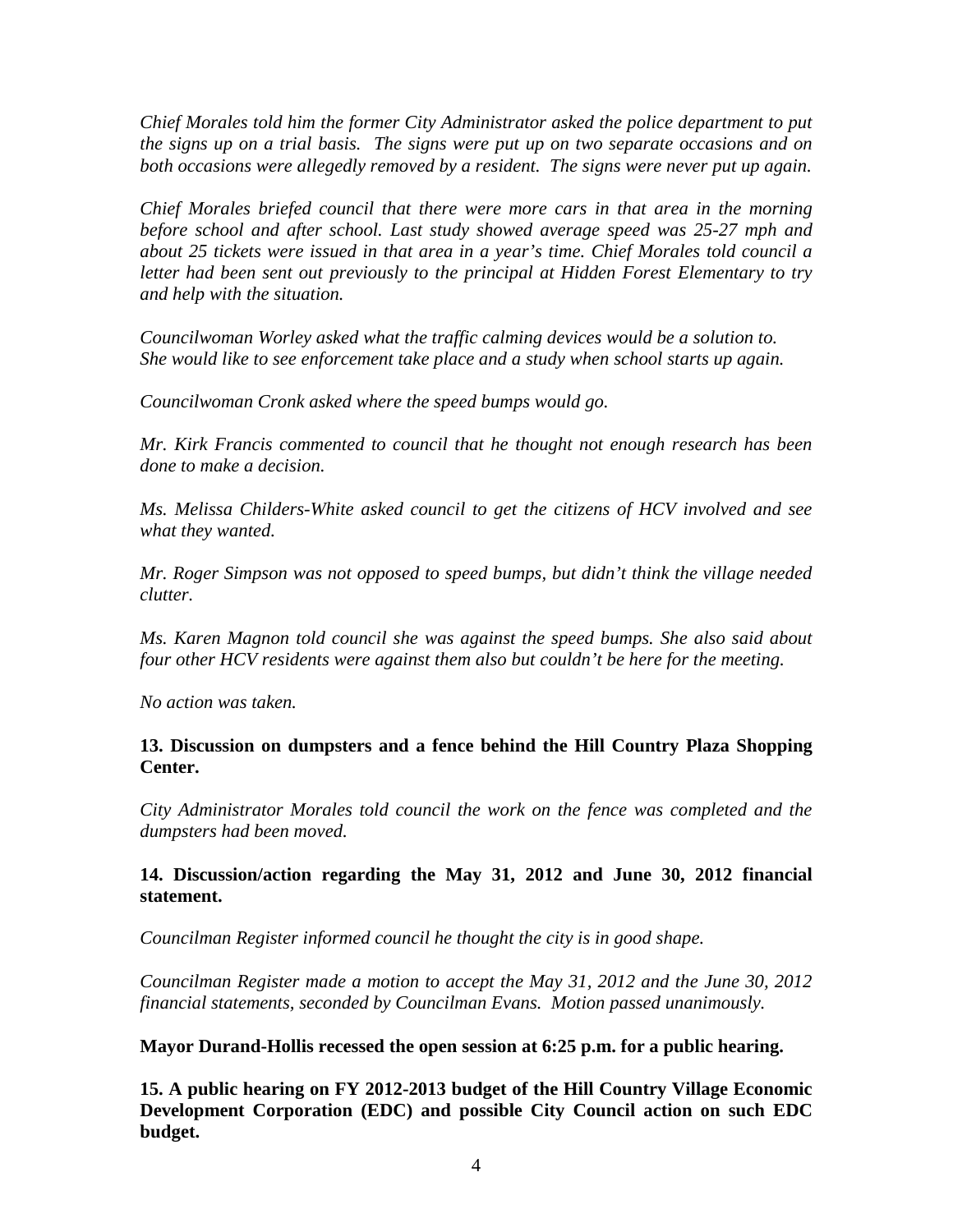*Chief Morales told him the former City Administrator asked the police department to put the signs up on a trial basis. The signs were put up on two separate occasions and on both occasions were allegedly removed by a resident. The signs were never put up again.*

*Chief Morales briefed council that there were more cars in that area in the morning before school and after school. Last study showed average speed was 25-27 mph and about 25 tickets were issued in that area in a year's time. Chief Morales told council a letter had been sent out previously to the principal at Hidden Forest Elementary to try and help with the situation.*

*Councilwoman Worley asked what the traffic calming devices would be a solution to. She would like to see enforcement take place and a study when school starts up again.*

*Councilwoman Cronk asked where the speed bumps would go.*

*Mr. Kirk Francis commented to council that he thought not enough research has been done to make a decision.*

*Ms. Melissa Childers-White asked council to get the citizens of HCV involved and see what they wanted.*

*Mr. Roger Simpson was not opposed to speed bumps, but didn't think the village needed clutter.*

*Ms. Karen Magnon told council she was against the speed bumps. She also said about four other HCV residents were against them also but couldn't be here for the meeting.*

*No action was taken.*

**13. Discussion on dumpsters and a fence behind the Hill Country Plaza Shopping Center.**

*City Administrator Morales told council the work on the fence was completed and the dumpsters had been moved.*

**14. Discussion/action regarding the May 31, 2012 and June 30, 2012 financial statement.**

*Councilman Register informed council he thought the city is in good shape.*

*Councilman Register made a motion to accept the May 31, 2012 and the June 30, 2012 financial statements, seconded by Councilman Evans. Motion passed unanimously.*

**Mayor Durand-Hollis recessed the open session at 6:25 p.m. for a public hearing.**

**15. A public hearing on FY 2012-2013 budget of the Hill Country Village Economic Development Corporation (EDC) and possible City Council action on such EDC budget.**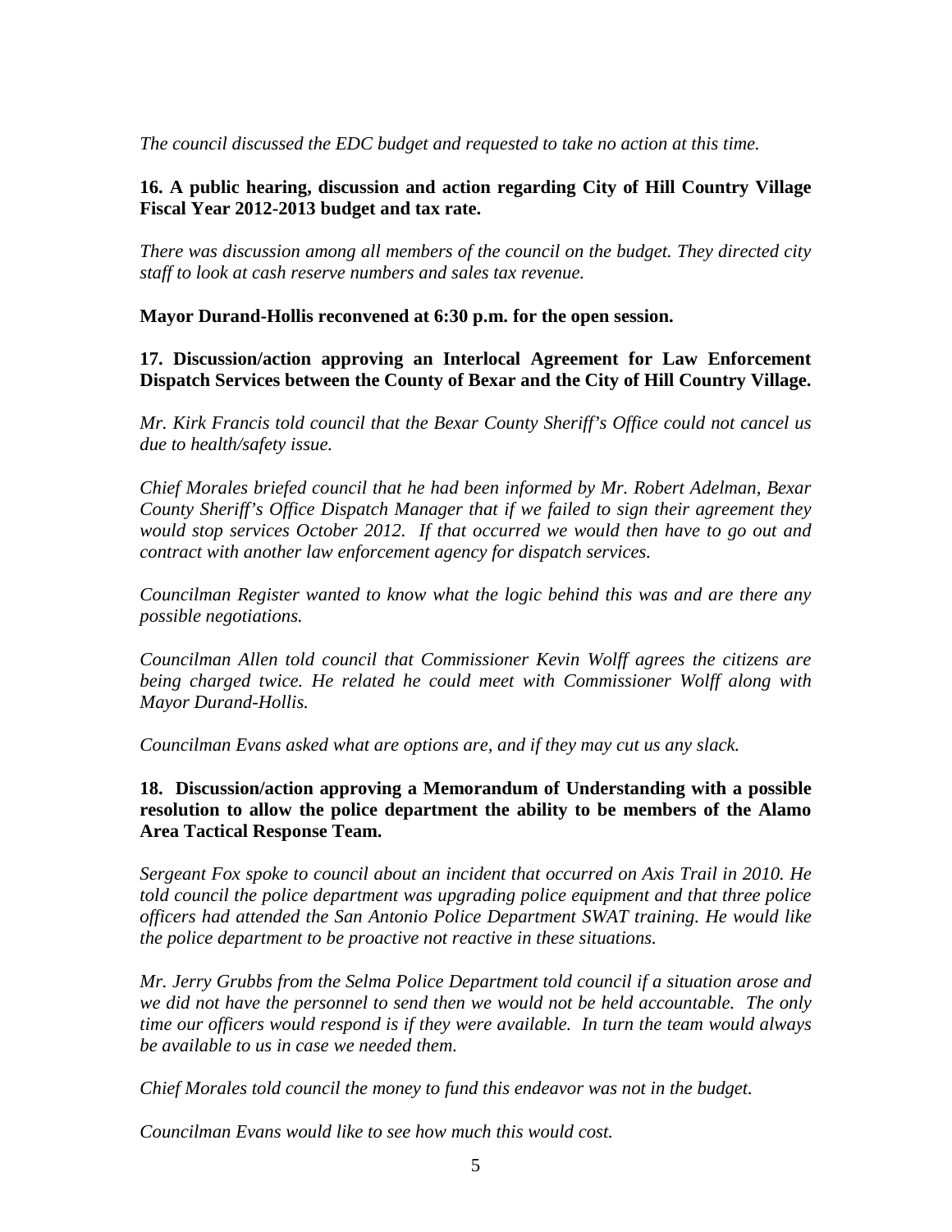*The council discussed the EDC budget and requested to take no action at this time.*

**16. A public hearing, discussion and action regarding City of Hill Country Village Fiscal Year 2012-2013 budget and tax rate.**

*There was discussion among all members of the council on the budget. They directed city staff to look at cash reserve numbers and sales tax revenue.*

**Mayor Durand-Hollis reconvened at 6:30 p.m. for the open session.**

**17. Discussion/action approving an Interlocal Agreement for Law Enforcement Dispatch Services between the County of Bexar and the City of Hill Country Village.**

*Mr. Kirk Francis told council that the Bexar County Sheriff's Office could not cancel us due to health/safety issue.*

*Chief Morales briefed council that he had been informed by Mr. Robert Adelman, Bexar County Sheriff's Office Dispatch Manager that if we failed to sign their agreement they would stop services October 2012. If that occurred we would then have to go out and contract with another law enforcement agency for dispatch services.*

*Councilman Register wanted to know what the logic behind this was and are there any possible negotiations.*

*Councilman Allen told council that Commissioner Kevin Wolff agrees the citizens are being charged twice. He related he could meet with Commissioner Wolff along with Mayor Durand-Hollis.*

*Councilman Evans asked what are options are, and if they may cut us any slack.*

**18. Discussion/action approving a Memorandum of Understanding with a possible resolution to allow the police department the ability to be members of the Alamo Area Tactical Response Team.**

*Sergeant Fox spoke to council about an incident that occurred on Axis Trail in 2010. He told council the police department was upgrading police equipment and that three police officers had attended the San Antonio Police Department SWAT training. He would like the police department to be proactive not reactive in these situations.*

*Mr. Jerry Grubbs from the Selma Police Department told council if a situation arose and we did not have the personnel to send then we would not be held accountable. The only time our officers would respond is if they were available. In turn the team would always be available to us in case we needed them.*

*Chief Morales told council the money to fund this endeavor was not in the budget.*

*Councilman Evans would like to see how much this would cost.*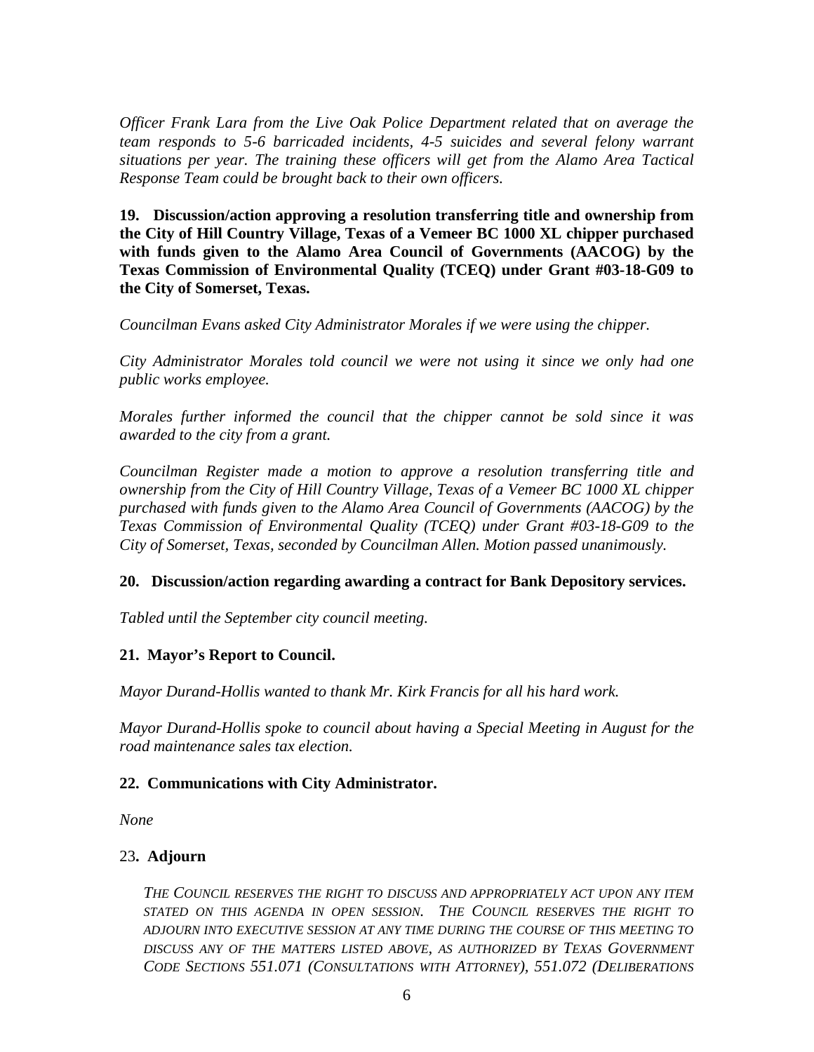*Officer Frank Lara from the Live Oak Police Department related that on average the team responds to 5-6 barricaded incidents, 4-5 suicides and several felony warrant situations per year. The training these officers will get from the Alamo Area Tactical Response Team could be brought back to their own officers.*

**19. Discussion/action approving a resolution transferring title and ownership from the City of Hill Country Village, Texas of a Vemeer BC 1000 XL chipper purchased with funds given to the Alamo Area Council of Governments (AACOG) by the Texas Commission of Environmental Quality (TCEQ) under Grant #03-18-G09 to the City of Somerset, Texas.**

*Councilman Evans asked City Administrator Morales if we were using the chipper.*

*City Administrator Morales told council we were not using it since we only had one public works employee.*

*Morales further informed the council that the chipper cannot be sold since it was awarded to the city from a grant.*

*Councilman Register made a motion to approve a resolution transferring title and ownership from the City of Hill Country Village, Texas of a Vemeer BC 1000 XL chipper purchased with funds given to the Alamo Area Council of Governments (AACOG) by the Texas Commission of Environmental Quality (TCEQ) under Grant #03-18-G09 to the City of Somerset, Texas, seconded by Councilman Allen. Motion passed unanimously.*

**20. Discussion/action regarding awarding a contract for Bank Depository services.**

*Tabled until the September city council meeting.*

**21. Mayor's Report to Council.**

*Mayor Durand-Hollis wanted to thank Mr. Kirk Francis for all his hard work.*

*Mayor Durand-Hollis spoke to council about having a Special Meeting in August for the road maintenance sales tax election.*

**22. Communications with City Administrator.**

*None*

23**. Adjourn**

*THE COUNCIL RESERVES THE RIGHT TO DISCUSS AND APPROPRIATELY ACT UPON ANY ITEM STATED ON THIS AGENDA IN OPEN SESSION. THE COUNCIL RESERVES THE RIGHT TO ADJOURN INTO EXECUTIVE SESSION AT ANY TIME DURING THE COURSE OF THIS MEETING TO DISCUSS ANY OF THE MATTERS LISTED ABOVE, AS AUTHORIZED BY TEXAS GOVERNMENT CODE SECTIONS 551.071 (CONSULTATIONS WITH ATTORNEY), 551.072 (DELIBERATIONS*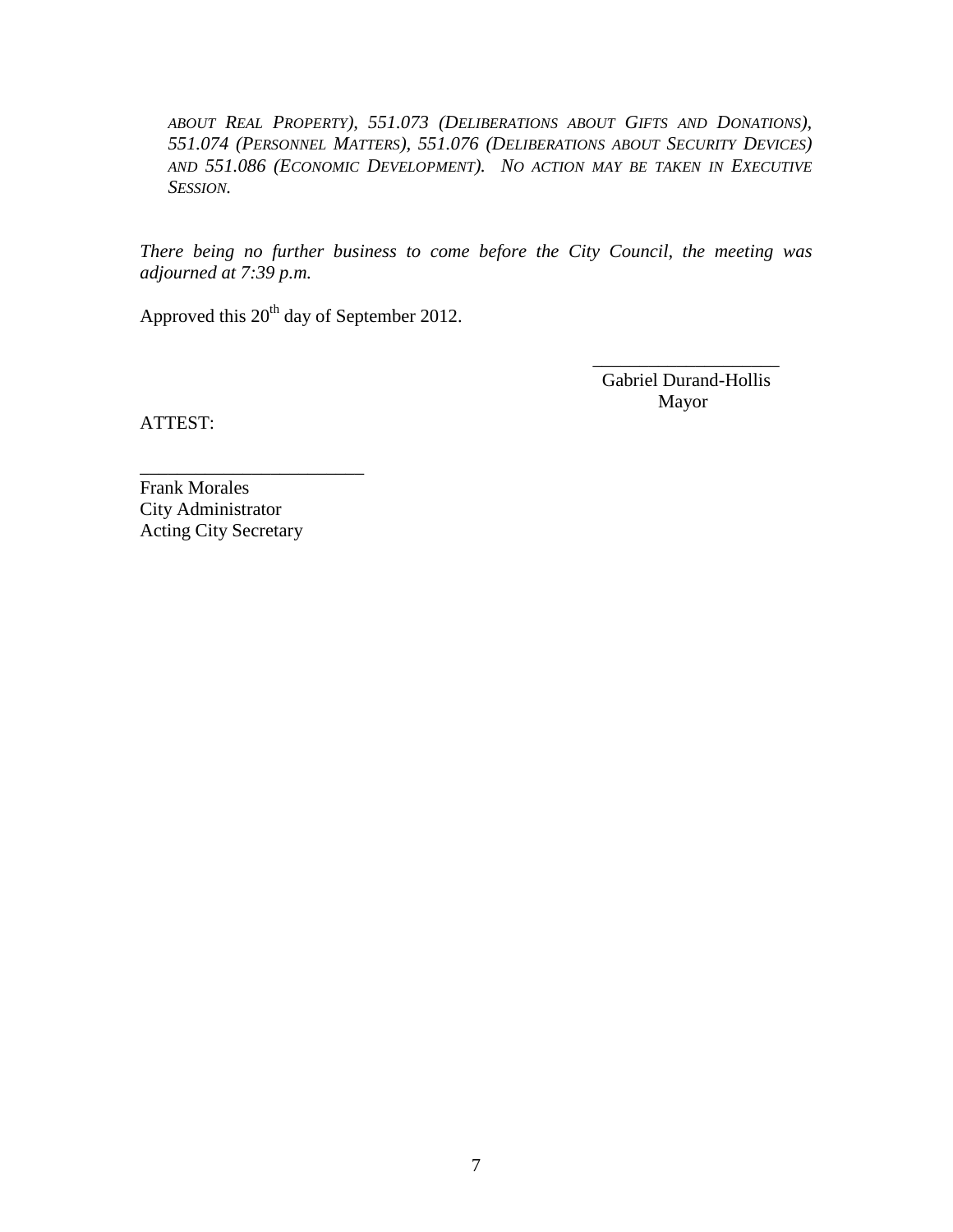*ABOUT REAL PROPERTY), 551.073 (DELIBERATIONS ABOUT GIFTS AND DONATIONS), 551.074 (PERSONNEL MATTERS), 551.076 (DELIBERATIONS ABOUT SECURITY DEVICES) AND 551.086 (ECONOMIC DEVELOPMENT). NO ACTION MAY BE TAKEN IN EXECUTIVE SESSION.*

*There being no further business to come before the City Council, the meeting was adjourned at 7:39 p.m.*

Approved this 20th day of September 2012.

\_\_\_\_\_\_\_\_\_\_\_\_\_\_\_\_\_\_\_
Gabriel Durand-Hollis
Mayor

ATTEST:

\_\_\_\_\_\_\_\_\_\_\_\_\_\_\_\_\_\_\_\_\_\_\_\_
Frank Morales
City Administrator
Acting City Secretary